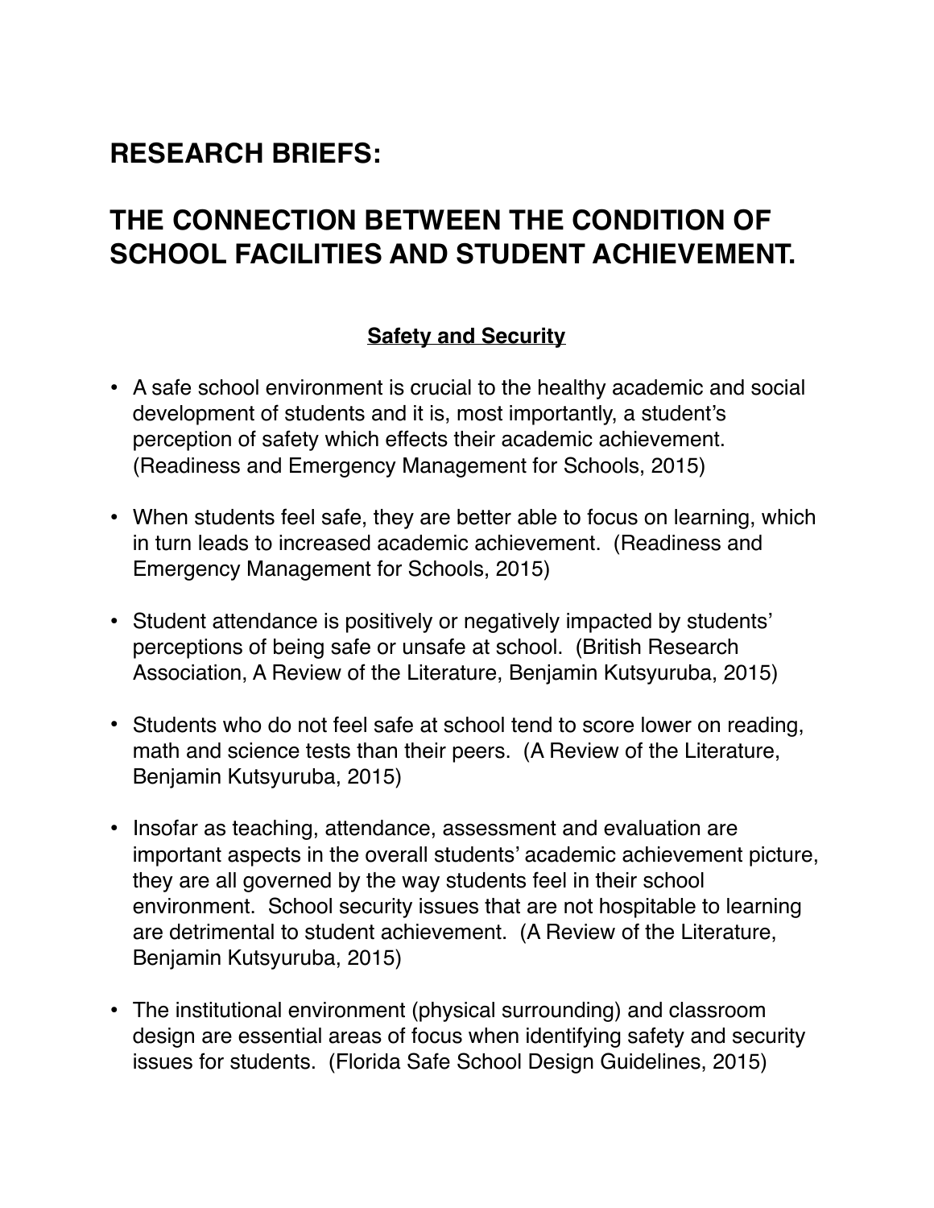# RESEARCH BRIEFS:

# THE CONNECTION BETWEEN THE CONDITION OF SCHOOL FACILITIES AND STUDENT ACHIEVEMENT.

## Safety and Security

- A safe school environment is crucial to the healthy academic and social development of students and it is, most importantly, a student's perception of safety which effects their academic achievement. (Readiness and Emergency Management for Schools, 2015)

- When students feel safe, they are better able to focus on learning, which in turn leads to increased academic achievement. (Readiness and Emergency Management for Schools, 2015)

- Student attendance is positively or negatively impacted by students' perceptions of being safe or unsafe at school. (British Research Association, A Review of the Literature, Benjamin Kutsyuruba, 2015)

- Students who do not feel safe at school tend to score lower on reading, math and science tests than their peers. (A Review of the Literature, Benjamin Kutsyuruba, 2015)

- Insofar as teaching, attendance, assessment and evaluation are important aspects in the overall students' academic achievement picture, they are all governed by the way students feel in their school environment. School security issues that are not hospitable to learning are detrimental to student achievement. (A Review of the Literature, Benjamin Kutsyuruba, 2015)

- The institutional environment (physical surrounding) and classroom design are essential areas of focus when identifying safety and security issues for students. (Florida Safe School Design Guidelines, 2015)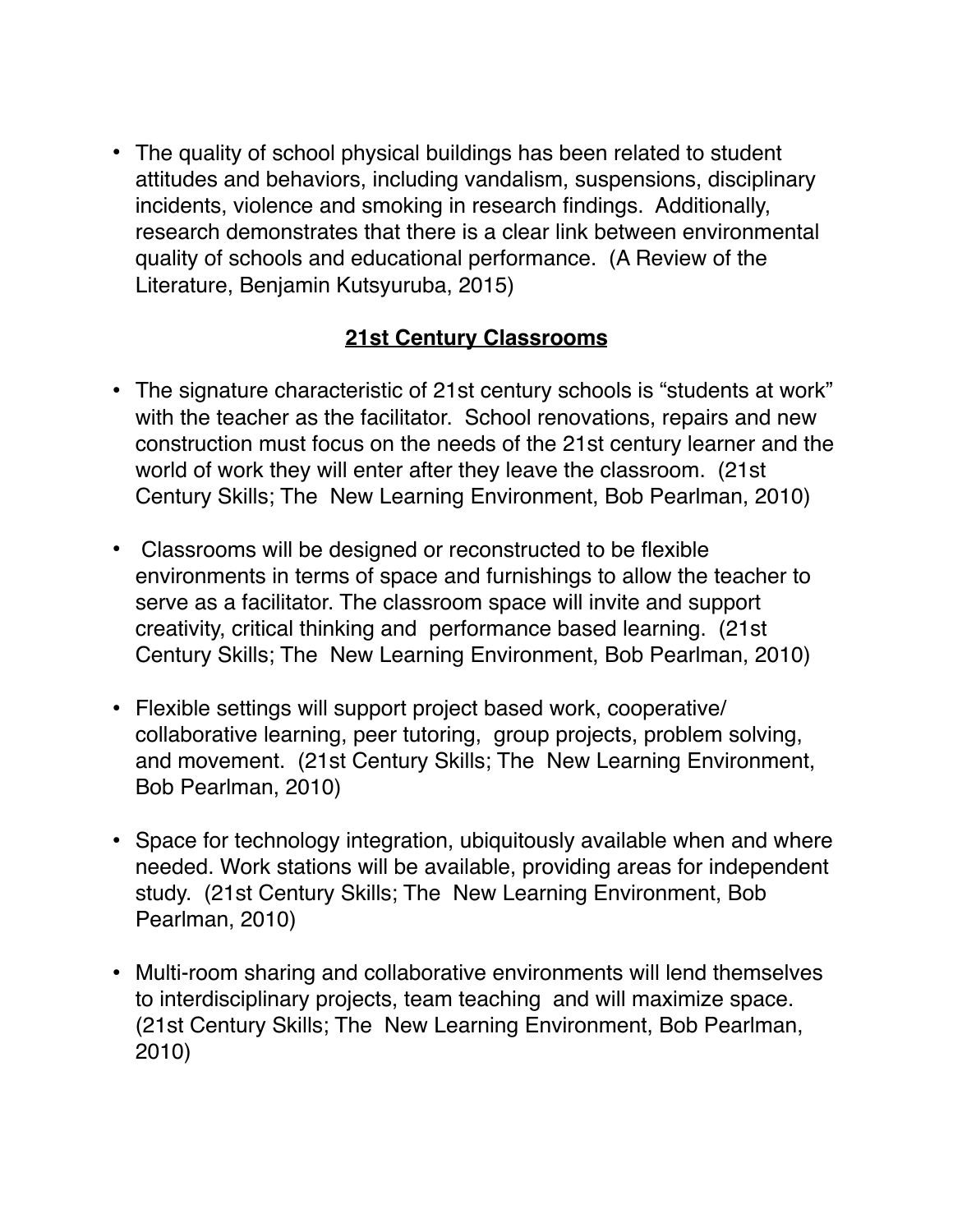- The quality of school physical buildings has been related to student attitudes and behaviors, including vandalism, suspensions, disciplinary incidents, violence and smoking in research findings. Additionally, research demonstrates that there is a clear link between environmental quality of schools and educational performance. (A Review of the Literature, Benjamin Kutsyuruba, 2015)

## **21st Century Classrooms**

- The signature characteristic of 21st century schools is "students at work" with the teacher as the facilitator. School renovations, repairs and new construction must focus on the needs of the 21st century learner and the world of work they will enter after they leave the classroom. (21st Century Skills; The New Learning Environment, Bob Pearlman, 2010)

- Classrooms will be designed or reconstructed to be flexible environments in terms of space and furnishings to allow the teacher to serve as a facilitator. The classroom space will invite and support creativity, critical thinking and performance based learning. (21st Century Skills; The New Learning Environment, Bob Pearlman, 2010)

- Flexible settings will support project based work, cooperative/collaborative learning, peer tutoring, group projects, problem solving, and movement. (21st Century Skills; The New Learning Environment, Bob Pearlman, 2010)

- Space for technology integration, ubiquitously available when and where needed. Work stations will be available, providing areas for independent study. (21st Century Skills; The New Learning Environment, Bob Pearlman, 2010)

- Multi-room sharing and collaborative environments will lend themselves to interdisciplinary projects, team teaching and will maximize space. (21st Century Skills; The New Learning Environment, Bob Pearlman, 2010)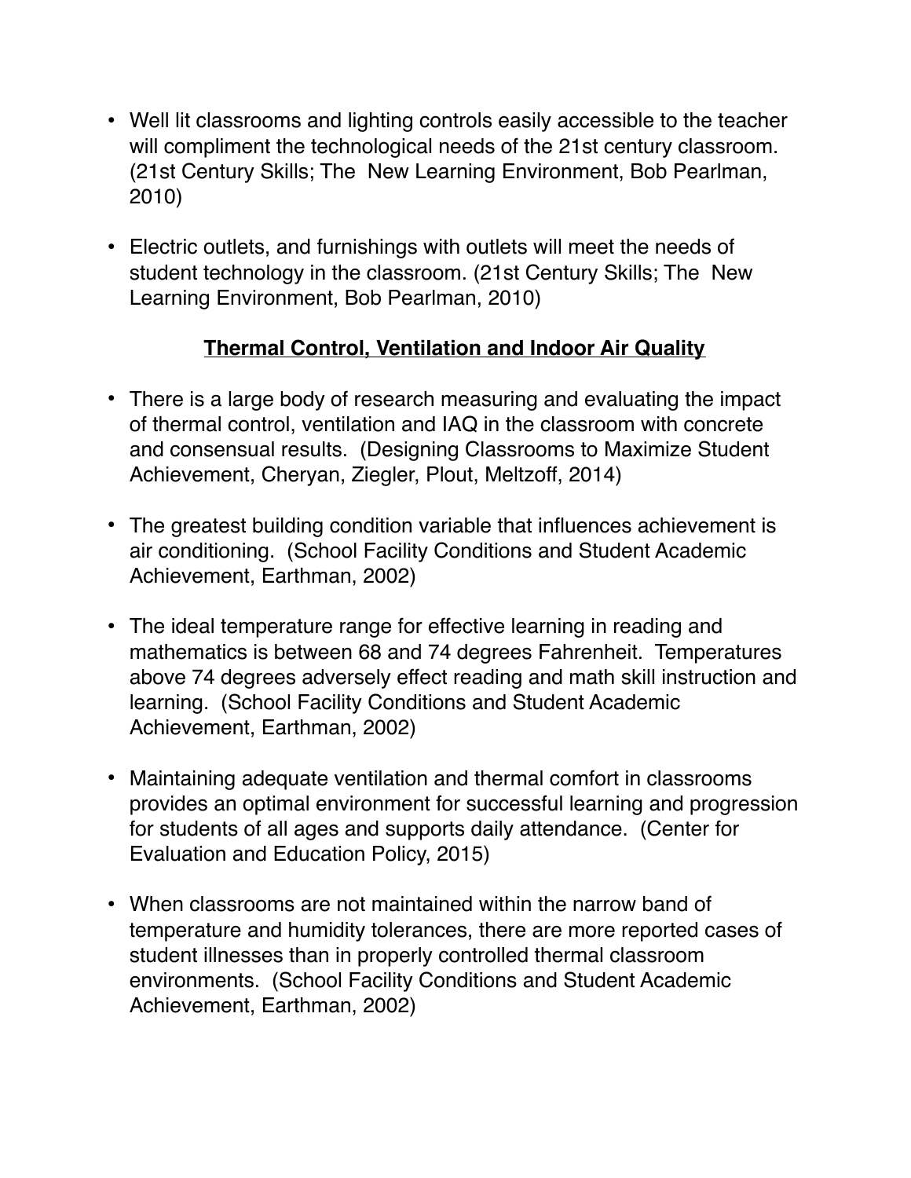- Well lit classrooms and lighting controls easily accessible to the teacher will compliment the technological needs of the 21st century classroom. (21st Century Skills; The New Learning Environment, Bob Pearlman, 2010)

- Electric outlets, and furnishings with outlets will meet the needs of student technology in the classroom. (21st Century Skills; The New Learning Environment, Bob Pearlman, 2010)

## <u>Thermal Control, Ventilation and Indoor Air Quality</u>

- There is a large body of research measuring and evaluating the impact of thermal control, ventilation and IAQ in the classroom with concrete and consensual results. (Designing Classrooms to Maximize Student Achievement, Cheryan, Ziegler, Plout, Meltzoff, 2014)

- The greatest building condition variable that influences achievement is air conditioning. (School Facility Conditions and Student Academic Achievement, Earthman, 2002)

- The ideal temperature range for effective learning in reading and mathematics is between 68 and 74 degrees Fahrenheit. Temperatures above 74 degrees adversely effect reading and math skill instruction and learning. (School Facility Conditions and Student Academic Achievement, Earthman, 2002)

- Maintaining adequate ventilation and thermal comfort in classrooms provides an optimal environment for successful learning and progression for students of all ages and supports daily attendance. (Center for Evaluation and Education Policy, 2015)

- When classrooms are not maintained within the narrow band of temperature and humidity tolerances, there are more reported cases of student illnesses than in properly controlled thermal classroom environments. (School Facility Conditions and Student Academic Achievement, Earthman, 2002)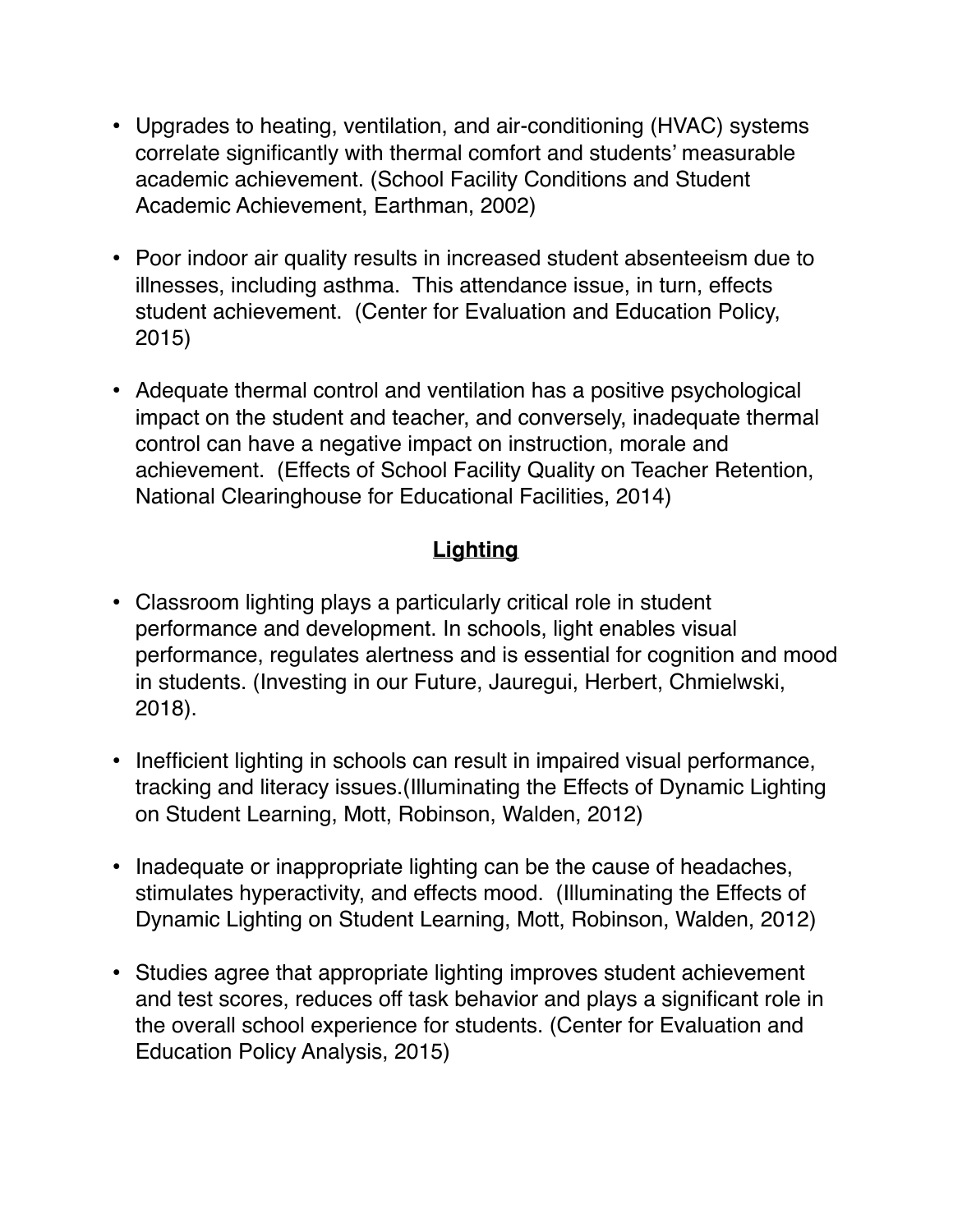- Upgrades to heating, ventilation, and air-conditioning (HVAC) systems correlate significantly with thermal comfort and students' measurable academic achievement. (School Facility Conditions and Student Academic Achievement, Earthman, 2002)

- Poor indoor air quality results in increased student absenteeism due to illnesses, including asthma. This attendance issue, in turn, effects student achievement. (Center for Evaluation and Education Policy, 2015)

- Adequate thermal control and ventilation has a positive psychological impact on the student and teacher, and conversely, inadequate thermal control can have a negative impact on instruction, morale and achievement. (Effects of School Facility Quality on Teacher Retention, National Clearinghouse for Educational Facilities, 2014)

## Lighting

- Classroom lighting plays a particularly critical role in student performance and development. In schools, light enables visual performance, regulates alertness and is essential for cognition and mood in students. (Investing in our Future, Jauregui, Herbert, Chmielwski, 2018).

- Inefficient lighting in schools can result in impaired visual performance, tracking and literacy issues.(Illuminating the Effects of Dynamic Lighting on Student Learning, Mott, Robinson, Walden, 2012)

- Inadequate or inappropriate lighting can be the cause of headaches, stimulates hyperactivity, and effects mood. (Illuminating the Effects of Dynamic Lighting on Student Learning, Mott, Robinson, Walden, 2012)

- Studies agree that appropriate lighting improves student achievement and test scores, reduces off task behavior and plays a significant role in the overall school experience for students. (Center for Evaluation and Education Policy Analysis, 2015)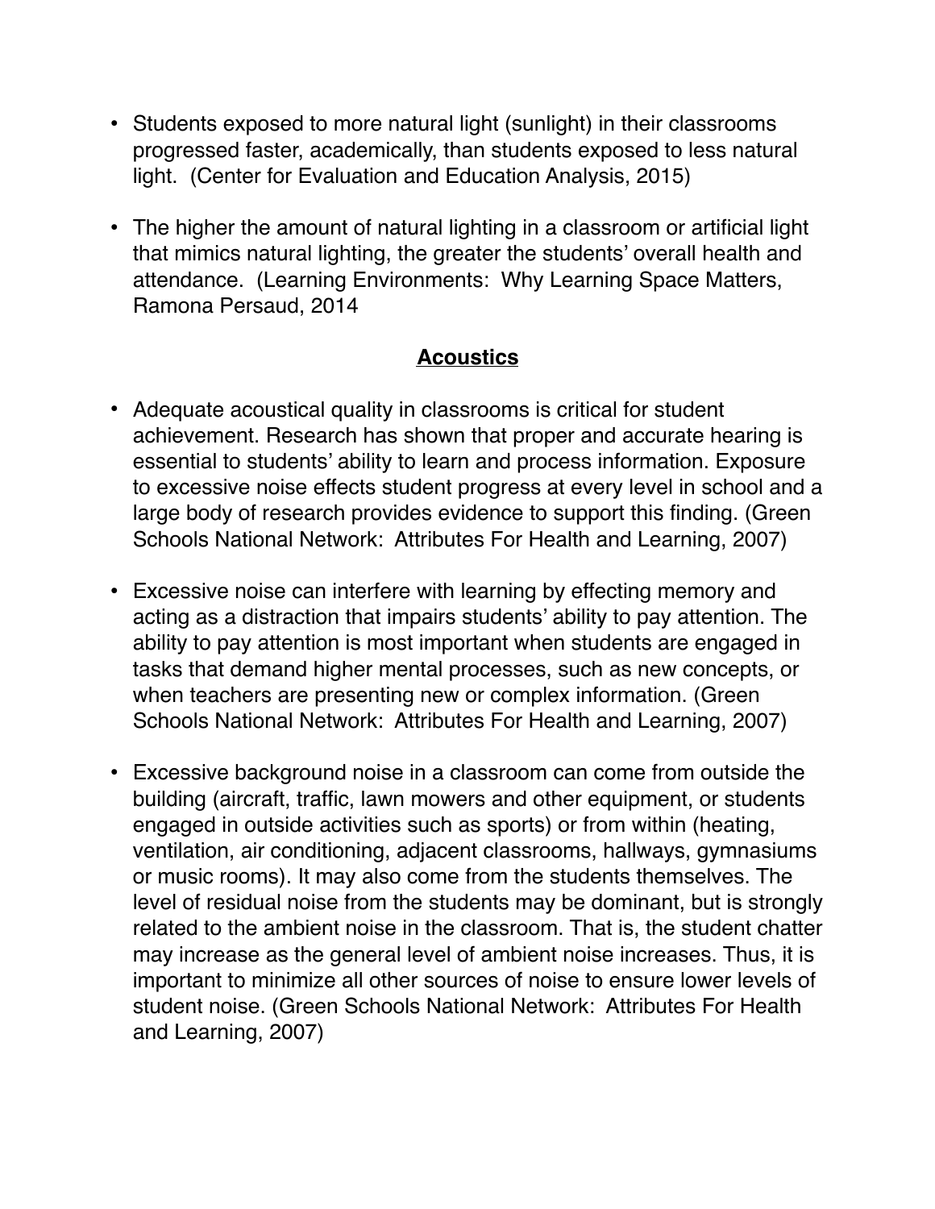- Students exposed to more natural light (sunlight) in their classrooms progressed faster, academically, than students exposed to less natural light. (Center for Evaluation and Education Analysis, 2015)

- The higher the amount of natural lighting in a classroom or artificial light that mimics natural lighting, the greater the students' overall health and attendance. (Learning Environments: Why Learning Space Matters, Ramona Persaud, 2014

## Acoustics

- Adequate acoustical quality in classrooms is critical for student achievement. Research has shown that proper and accurate hearing is essential to students' ability to learn and process information. Exposure to excessive noise effects student progress at every level in school and a large body of research provides evidence to support this finding. (Green Schools National Network: Attributes For Health and Learning, 2007)

- Excessive noise can interfere with learning by effecting memory and acting as a distraction that impairs students' ability to pay attention. The ability to pay attention is most important when students are engaged in tasks that demand higher mental processes, such as new concepts, or when teachers are presenting new or complex information. (Green Schools National Network: Attributes For Health and Learning, 2007)

- Excessive background noise in a classroom can come from outside the building (aircraft, traffic, lawn mowers and other equipment, or students engaged in outside activities such as sports) or from within (heating, ventilation, air conditioning, adjacent classrooms, hallways, gymnasiums or music rooms). It may also come from the students themselves. The level of residual noise from the students may be dominant, but is strongly related to the ambient noise in the classroom. That is, the student chatter may increase as the general level of ambient noise increases. Thus, it is important to minimize all other sources of noise to ensure lower levels of student noise. (Green Schools National Network: Attributes For Health and Learning, 2007)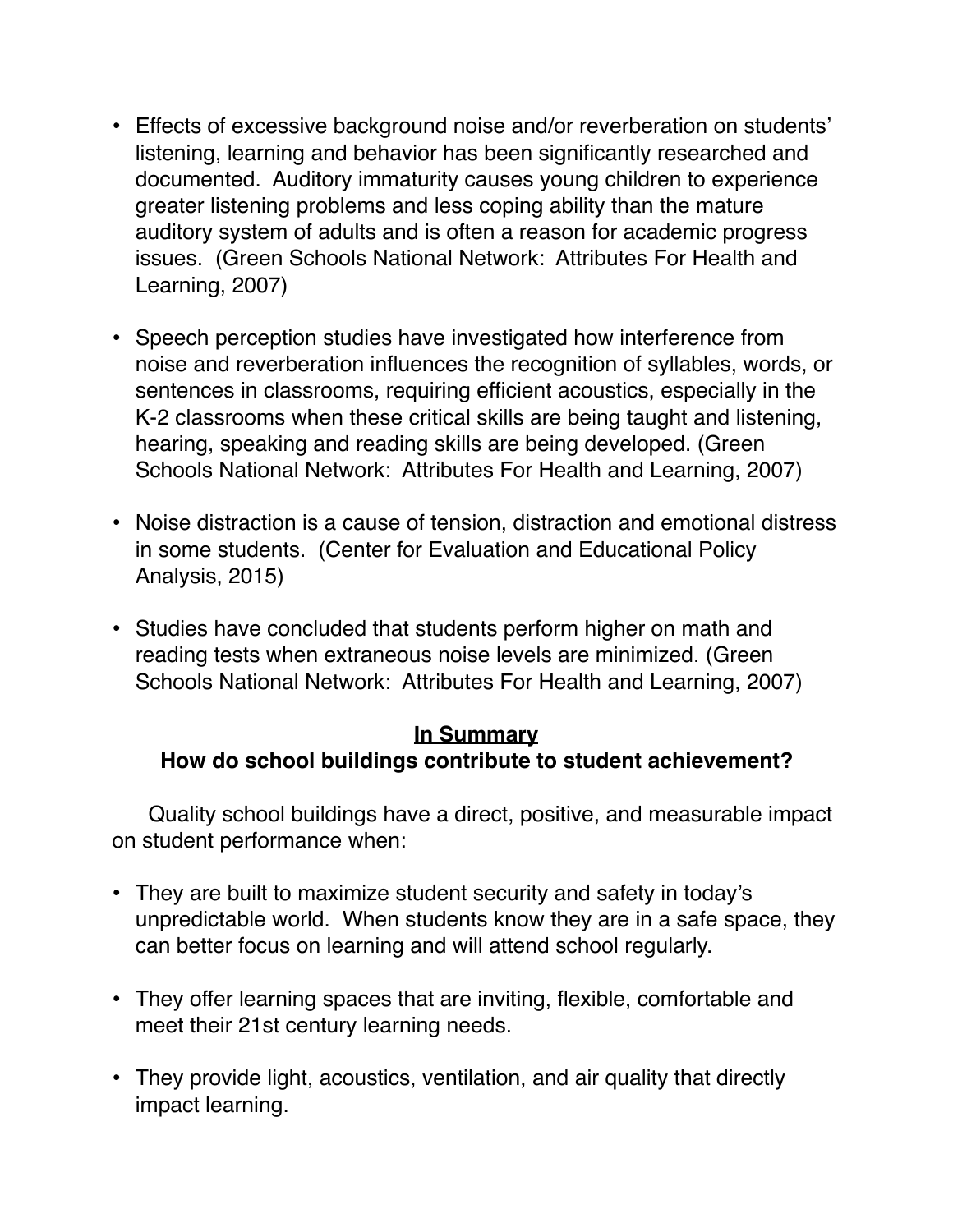- Effects of excessive background noise and/or reverberation on students' listening, learning and behavior has been significantly researched and documented. Auditory immaturity causes young children to experience greater listening problems and less coping ability than the mature auditory system of adults and is often a reason for academic progress issues. (Green Schools National Network: Attributes For Health and Learning, 2007)

- Speech perception studies have investigated how interference from noise and reverberation influences the recognition of syllables, words, or sentences in classrooms, requiring efficient acoustics, especially in the K-2 classrooms when these critical skills are being taught and listening, hearing, speaking and reading skills are being developed. (Green Schools National Network: Attributes For Health and Learning, 2007)

- Noise distraction is a cause of tension, distraction and emotional distress in some students. (Center for Evaluation and Educational Policy Analysis, 2015)

- Studies have concluded that students perform higher on math and reading tests when extraneous noise levels are minimized. (Green Schools National Network: Attributes For Health and Learning, 2007)

## In Summary
## How do school buildings contribute to student achievement?

Quality school buildings have a direct, positive, and measurable impact on student performance when:

- They are built to maximize student security and safety in today's unpredictable world. When students know they are in a safe space, they can better focus on learning and will attend school regularly.

- They offer learning spaces that are inviting, flexible, comfortable and meet their 21st century learning needs.

- They provide light, acoustics, ventilation, and air quality that directly impact learning.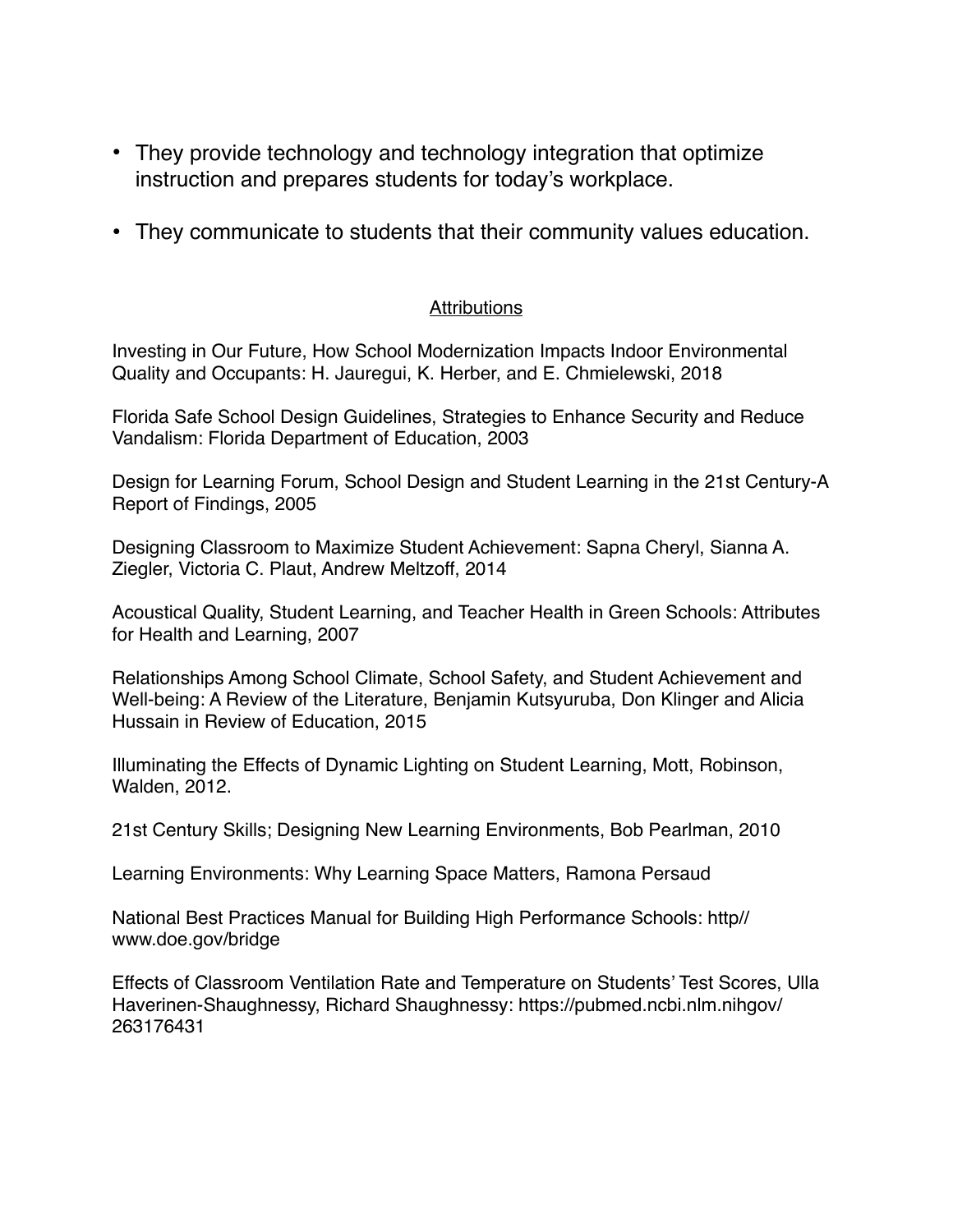- They provide technology and technology integration that optimize instruction and prepares students for today's workplace.

- They communicate to students that their community values education.

## Attributions

Investing in Our Future, How School Modernization Impacts Indoor Environmental Quality and Occupants: H. Jauregui, K. Herber, and E. Chmielewski, 2018

Florida Safe School Design Guidelines, Strategies to Enhance Security and Reduce Vandalism: Florida Department of Education, 2003

Design for Learning Forum, School Design and Student Learning in the 21st Century-A Report of Findings, 2005

Designing Classroom to Maximize Student Achievement: Sapna Cheryl, Sianna A. Ziegler, Victoria C. Plaut, Andrew Meltzoff, 2014

Acoustical Quality, Student Learning, and Teacher Health in Green Schools: Attributes for Health and Learning, 2007

Relationships Among School Climate, School Safety, and Student Achievement and Well-being: A Review of the Literature, Benjamin Kutsyuruba, Don Klinger and Alicia Hussain in Review of Education, 2015

Illuminating the Effects of Dynamic Lighting on Student Learning, Mott, Robinson, Walden, 2012.

21st Century Skills; Designing New Learning Environments, Bob Pearlman, 2010

Learning Environments: Why Learning Space Matters, Ramona Persaud

National Best Practices Manual for Building High Performance Schools: http//www.doe.gov/bridge

Effects of Classroom Ventilation Rate and Temperature on Students' Test Scores, Ulla Haverinen-Shaughnessy, Richard Shaughnessy: https://pubmed.ncbi.nlm.nihgov/263176431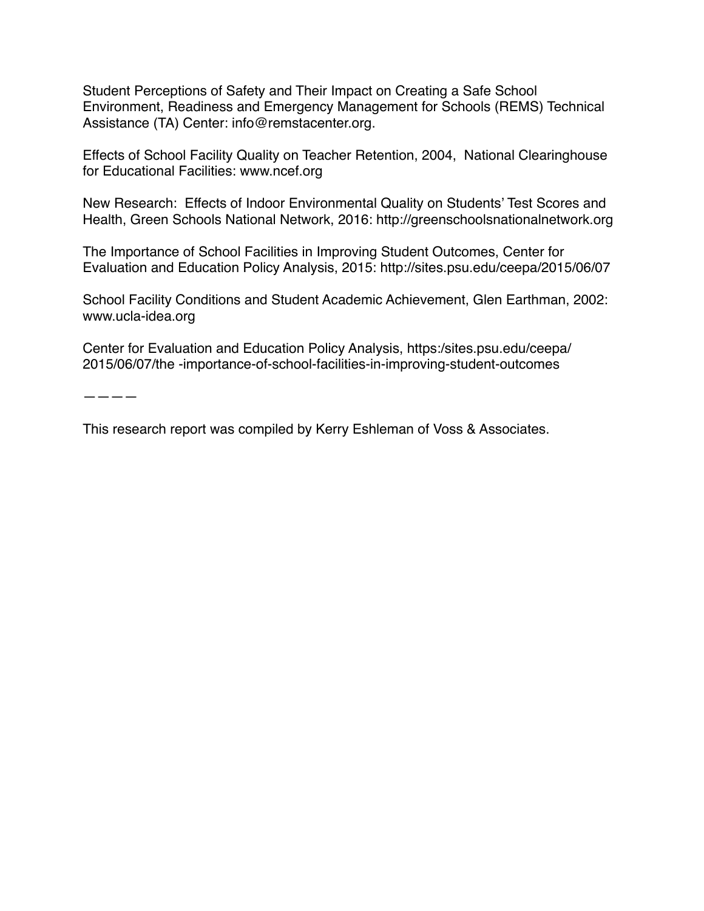Student Perceptions of Safety and Their Impact on Creating a Safe School Environment, Readiness and Emergency Management for Schools (REMS) Technical Assistance (TA) Center: info@remstacenter.org.

Effects of School Facility Quality on Teacher Retention, 2004, National Clearinghouse for Educational Facilities: www.ncef.org

New Research: Effects of Indoor Environmental Quality on Students' Test Scores and Health, Green Schools National Network, 2016: http://greenschoolsnationalnetwork.org

The Importance of School Facilities in Improving Student Outcomes, Center for Evaluation and Education Policy Analysis, 2015: http://sites.psu.edu/ceepa/2015/06/07

School Facility Conditions and Student Academic Achievement, Glen Earthman, 2002: www.ucla-idea.org

Center for Evaluation and Education Policy Analysis, https:/sites.psu.edu/ceepa/2015/06/07/the -importance-of-school-facilities-in-improving-student-outcomes

————

This research report was compiled by Kerry Eshleman of Voss & Associates.